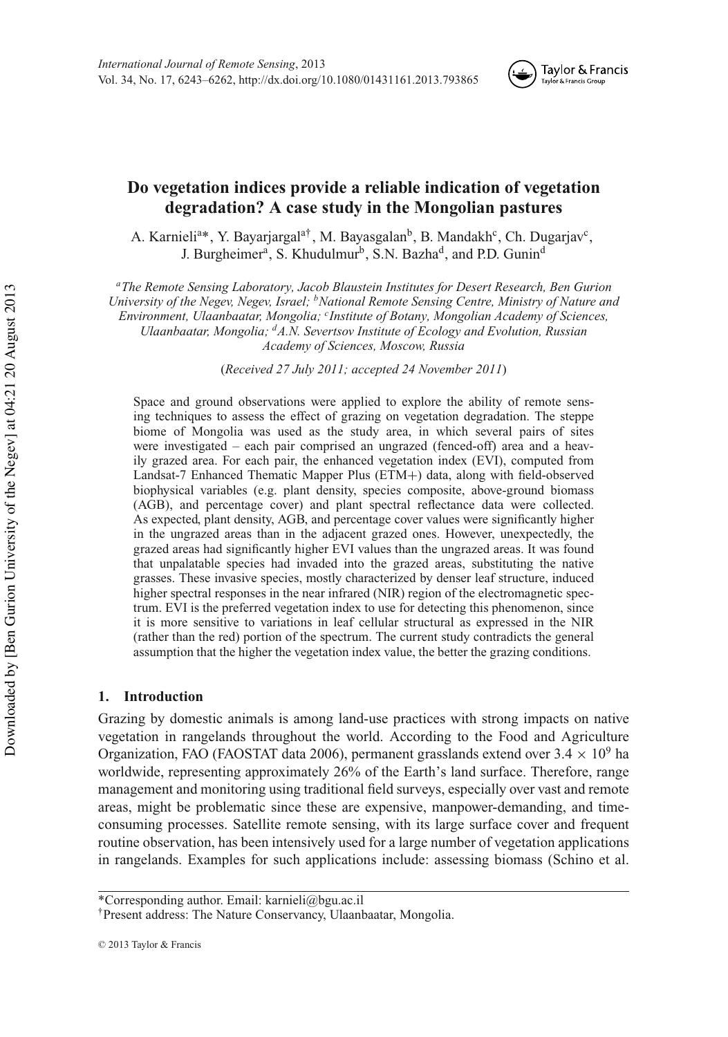# Do vegetation indices provide a reliable indication of vegetation degradation? A case study in the Mongolian pastures

A. Karnieli[a]*, Y. Bayarjargal[a†], M. Bayasgalan[b], B. Mandakh[c], Ch. Dugarjav[c], J. Burgheimer[a], S. Khudulmur[b], S.N. Bazha[d], and P.D. Gunin[d]

[a]*The Remote Sensing Laboratory, Jacob Blaustein Institutes for Desert Research, Ben Gurion University of the Negev, Negev, Israel;* [b]*National Remote Sensing Centre, Ministry of Nature and Environment, Ulaanbaatar, Mongolia;* [c]*Institute of Botany, Mongolian Academy of Sciences, Ulaanbaatar, Mongolia;* [d]*A.N. Severtsov Institute of Ecology and Evolution, Russian Academy of Sciences, Moscow, Russia*

(*Received 27 July 2011; accepted 24 November 2011*)

Space and ground observations were applied to explore the ability of remote sensing techniques to assess the effect of grazing on vegetation degradation. The steppe biome of Mongolia was used as the study area, in which several pairs of sites were investigated – each pair comprised an ungrazed (fenced-off) area and a heavily grazed area. For each pair, the enhanced vegetation index (EVI), computed from Landsat-7 Enhanced Thematic Mapper Plus (ETM+) data, along with field-observed biophysical variables (e.g. plant density, species composite, above-ground biomass (AGB), and percentage cover) and plant spectral reflectance data were collected. As expected, plant density, AGB, and percentage cover values were significantly higher in the ungrazed areas than in the adjacent grazed ones. However, unexpectedly, the grazed areas had significantly higher EVI values than the ungrazed areas. It was found that unpalatable species had invaded into the grazed areas, substituting the native grasses. These invasive species, mostly characterized by denser leaf structure, induced higher spectral responses in the near infrared (NIR) region of the electromagnetic spectrum. EVI is the preferred vegetation index to use for detecting this phenomenon, since it is more sensitive to variations in leaf cellular structural as expressed in the NIR (rather than the red) portion of the spectrum. The current study contradicts the general assumption that the higher the vegetation index value, the better the grazing conditions.

## 1. Introduction

Grazing by domestic animals is among land-use practices with strong impacts on native vegetation in rangelands throughout the world. According to the Food and Agriculture Organization, FAO (FAOSTAT data 2006), permanent grasslands extend over $3.4 \times 10^9$ ha worldwide, representing approximately 26% of the Earth's land surface. Therefore, range management and monitoring using traditional field surveys, especially over vast and remote areas, might be problematic since these are expensive, manpower-demanding, and time-consuming processes. Satellite remote sensing, with its large surface cover and frequent routine observation, has been intensively used for a large number of vegetation applications in rangelands. Examples for such applications include: assessing biomass (Schino et al.

*Corresponding author. Email: karnieli@bgu.ac.il
†Present address: The Nature Conservancy, Ulaanbaatar, Mongolia.

© 2013 Taylor & Francis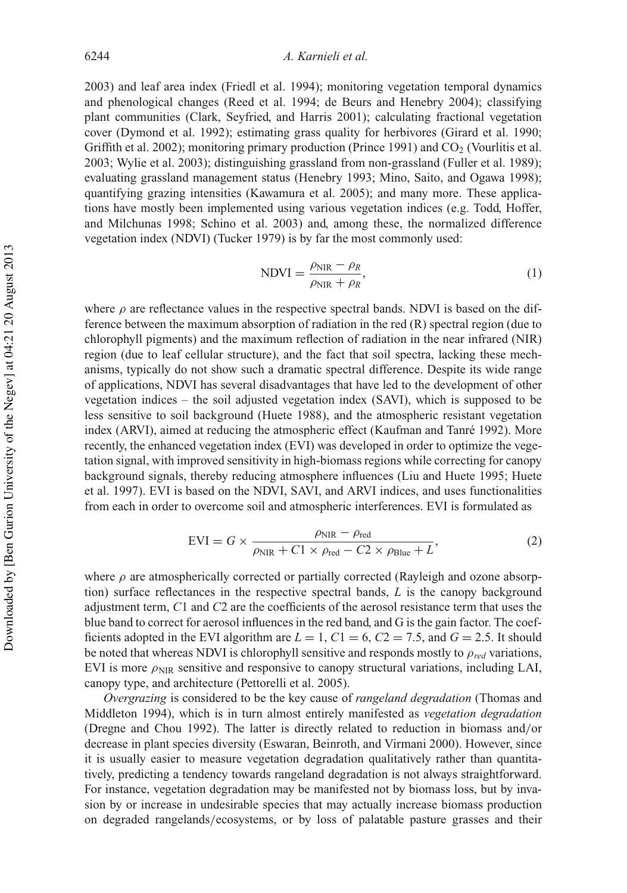2003) and leaf area index (Friedl et al. 1994); monitoring vegetation temporal dynamics and phenological changes (Reed et al. 1994; de Beurs and Henebry 2004); classifying plant communities (Clark, Seyfried, and Harris 2001); calculating fractional vegetation cover (Dymond et al. 1992); estimating grass quality for herbivores (Girard et al. 1990; Griffith et al. 2002); monitoring primary production (Prince 1991) and $CO_2$ (Vourlitis et al. 2003; Wylie et al. 2003); distinguishing grassland from non-grassland (Fuller et al. 1989); evaluating grassland management status (Henebry 1993; Mino, Saito, and Ogawa 1998); quantifying grazing intensities (Kawamura et al. 2005); and many more. These applications have mostly been implemented using various vegetation indices (e.g. Todd, Hoffer, and Milchunas 1998; Schino et al. 2003) and, among these, the normalized difference vegetation index (NDVI) (Tucker 1979) is by far the most commonly used:

$$\text{NDVI} = \frac{\rho_{\text{NIR}} - \rho_R}{\rho_{\text{NIR}} + \rho_R}, \tag{1}$$

where $\rho$ are reflectance values in the respective spectral bands. NDVI is based on the difference between the maximum absorption of radiation in the red (R) spectral region (due to chlorophyll pigments) and the maximum reflection of radiation in the near infrared (NIR) region (due to leaf cellular structure), and the fact that soil spectra, lacking these mechanisms, typically do not show such a dramatic spectral difference. Despite its wide range of applications, NDVI has several disadvantages that have led to the development of other vegetation indices – the soil adjusted vegetation index (SAVI), which is supposed to be less sensitive to soil background (Huete 1988), and the atmospheric resistant vegetation index (ARVI), aimed at reducing the atmospheric effect (Kaufman and Tanré 1992). More recently, the enhanced vegetation index (EVI) was developed in order to optimize the vegetation signal, with improved sensitivity in high-biomass regions while correcting for canopy background signals, thereby reducing atmosphere influences (Liu and Huete 1995; Huete et al. 1997). EVI is based on the NDVI, SAVI, and ARVI indices, and uses functionalities from each in order to overcome soil and atmospheric interferences. EVI is formulated as

$$\text{EVI} = G \times \frac{\rho_{\text{NIR}} - \rho_{\text{red}}}{\rho_{\text{NIR}} + C1 \times \rho_{\text{red}} - C2 \times \rho_{\text{Blue}} + L}, \tag{2}$$

where $\rho$ are atmospherically corrected or partially corrected (Rayleigh and ozone absorption) surface reflectances in the respective spectral bands, $L$ is the canopy background adjustment term, $C1$ and $C2$ are the coefficients of the aerosol resistance term that uses the blue band to correct for aerosol influences in the red band, and G is the gain factor. The coefficients adopted in the EVI algorithm are $L = 1$, $C1 = 6$, $C2 = 7.5$, and $G = 2.5$. It should be noted that whereas NDVI is chlorophyll sensitive and responds mostly to $\rho_{red}$ variations, EVI is more $\rho_{\text{NIR}}$ sensitive and responsive to canopy structural variations, including LAI, canopy type, and architecture (Pettorelli et al. 2005).

*Overgrazing* is considered to be the key cause of *rangeland degradation* (Thomas and Middleton 1994), which is in turn almost entirely manifested as *vegetation degradation* (Dregne and Chou 1992). The latter is directly related to reduction in biomass and/or decrease in plant species diversity (Eswaran, Beinroth, and Virmani 2000). However, since it is usually easier to measure vegetation degradation qualitatively rather than quantitatively, predicting a tendency towards rangeland degradation is not always straightforward. For instance, vegetation degradation may be manifested not by biomass loss, but by invasion by or increase in undesirable species that may actually increase biomass production on degraded rangelands/ecosystems, or by loss of palatable pasture grasses and their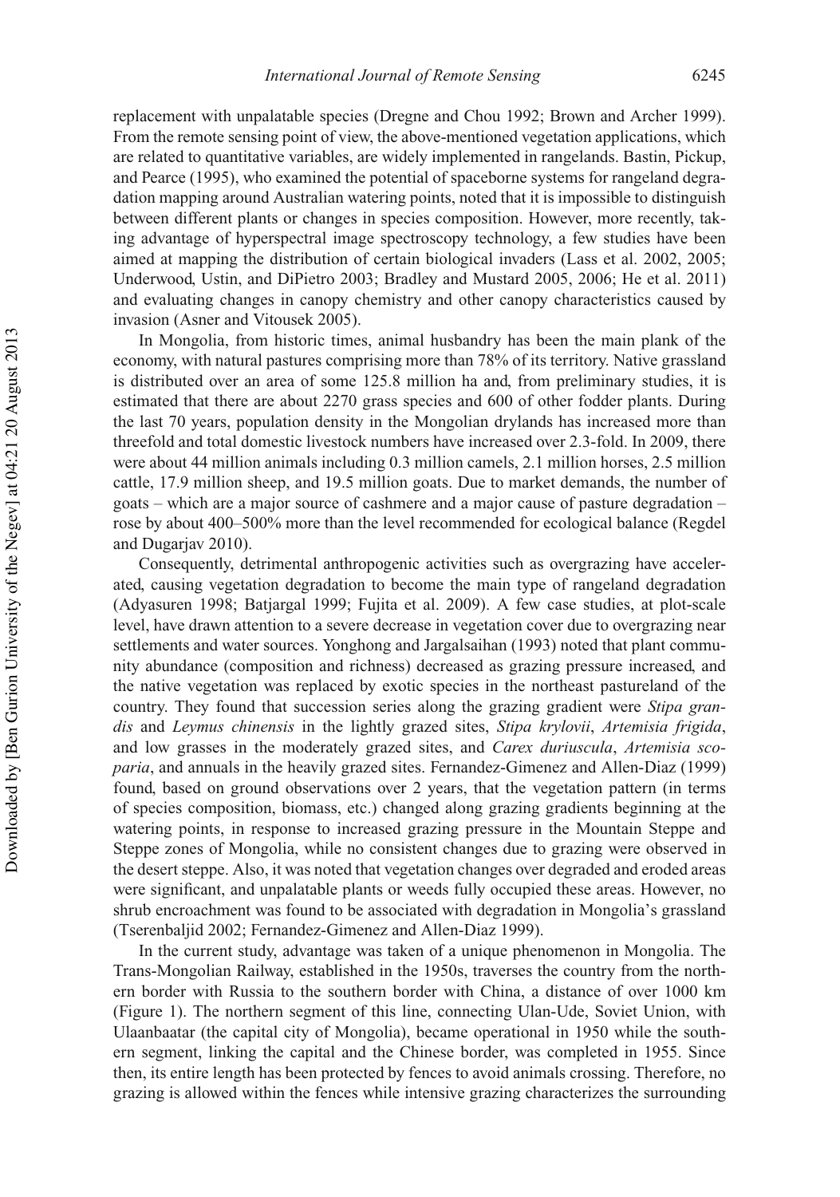replacement with unpalatable species (Dregne and Chou 1992; Brown and Archer 1999). From the remote sensing point of view, the above-mentioned vegetation applications, which are related to quantitative variables, are widely implemented in rangelands. Bastin, Pickup, and Pearce (1995), who examined the potential of spaceborne systems for rangeland degradation mapping around Australian watering points, noted that it is impossible to distinguish between different plants or changes in species composition. However, more recently, taking advantage of hyperspectral image spectroscopy technology, a few studies have been aimed at mapping the distribution of certain biological invaders (Lass et al. 2002, 2005; Underwood, Ustin, and DiPietro 2003; Bradley and Mustard 2005, 2006; He et al. 2011) and evaluating changes in canopy chemistry and other canopy characteristics caused by invasion (Asner and Vitousek 2005).

In Mongolia, from historic times, animal husbandry has been the main plank of the economy, with natural pastures comprising more than 78% of its territory. Native grassland is distributed over an area of some 125.8 million ha and, from preliminary studies, it is estimated that there are about 2270 grass species and 600 of other fodder plants. During the last 70 years, population density in the Mongolian drylands has increased more than threefold and total domestic livestock numbers have increased over 2.3-fold. In 2009, there were about 44 million animals including 0.3 million camels, 2.1 million horses, 2.5 million cattle, 17.9 million sheep, and 19.5 million goats. Due to market demands, the number of goats – which are a major source of cashmere and a major cause of pasture degradation – rose by about 400–500% more than the level recommended for ecological balance (Regdel and Dugarjav 2010).

Consequently, detrimental anthropogenic activities such as overgrazing have accelerated, causing vegetation degradation to become the main type of rangeland degradation (Adyasuren 1998; Batjargal 1999; Fujita et al. 2009). A few case studies, at plot-scale level, have drawn attention to a severe decrease in vegetation cover due to overgrazing near settlements and water sources. Yonghong and Jargalsaihan (1993) noted that plant community abundance (composition and richness) decreased as grazing pressure increased, and the native vegetation was replaced by exotic species in the northeast pastureland of the country. They found that succession series along the grazing gradient were *Stipa grandis* and *Leymus chinensis* in the lightly grazed sites, *Stipa krylovii*, *Artemisia frigida*, and low grasses in the moderately grazed sites, and *Carex duriuscula*, *Artemisia scoparia*, and annuals in the heavily grazed sites. Fernandez-Gimenez and Allen-Diaz (1999) found, based on ground observations over 2 years, that the vegetation pattern (in terms of species composition, biomass, etc.) changed along grazing gradients beginning at the watering points, in response to increased grazing pressure in the Mountain Steppe and Steppe zones of Mongolia, while no consistent changes due to grazing were observed in the desert steppe. Also, it was noted that vegetation changes over degraded and eroded areas were significant, and unpalatable plants or weeds fully occupied these areas. However, no shrub encroachment was found to be associated with degradation in Mongolia's grassland (Tserenbaljid 2002; Fernandez-Gimenez and Allen-Diaz 1999).

In the current study, advantage was taken of a unique phenomenon in Mongolia. The Trans-Mongolian Railway, established in the 1950s, traverses the country from the northern border with Russia to the southern border with China, a distance of over 1000 km (Figure 1). The northern segment of this line, connecting Ulan-Ude, Soviet Union, with Ulaanbaatar (the capital city of Mongolia), became operational in 1950 while the southern segment, linking the capital and the Chinese border, was completed in 1955. Since then, its entire length has been protected by fences to avoid animals crossing. Therefore, no grazing is allowed within the fences while intensive grazing characterizes the surrounding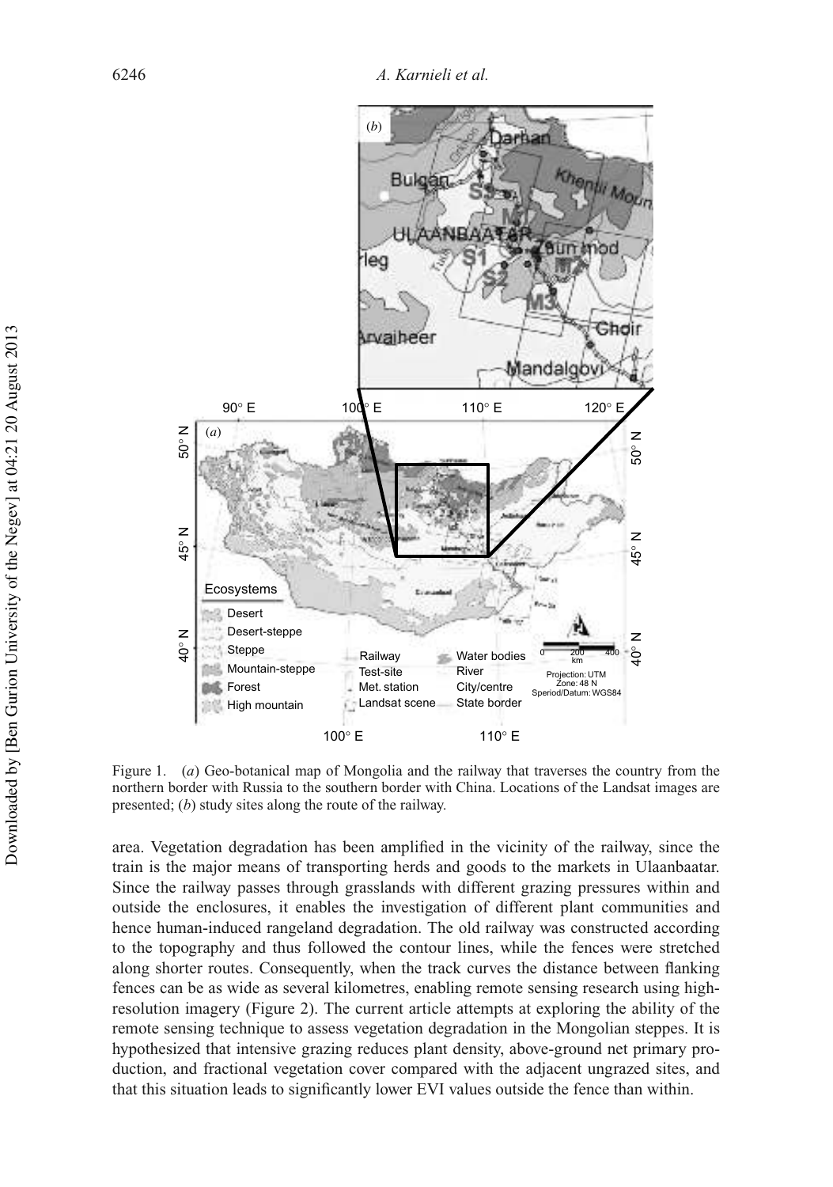Figure 1. (*a*) Geo-botanical map of Mongolia and the railway that traverses the country from the northern border with Russia to the southern border with China. Locations of the Landsat images are presented; (*b*) study sites along the route of the railway.

area. Vegetation degradation has been amplified in the vicinity of the railway, since the train is the major means of transporting herds and goods to the markets in Ulaanbaatar. Since the railway passes through grasslands with different grazing pressures within and outside the enclosures, it enables the investigation of different plant communities and hence human-induced rangeland degradation. The old railway was constructed according to the topography and thus followed the contour lines, while the fences were stretched along shorter routes. Consequently, when the track curves the distance between flanking fences can be as wide as several kilometres, enabling remote sensing research using high-resolution imagery (Figure 2). The current article attempts at exploring the ability of the remote sensing technique to assess vegetation degradation in the Mongolian steppes. It is hypothesized that intensive grazing reduces plant density, above-ground net primary production, and fractional vegetation cover compared with the adjacent ungrazed sites, and that this situation leads to significantly lower EVI values outside the fence than within.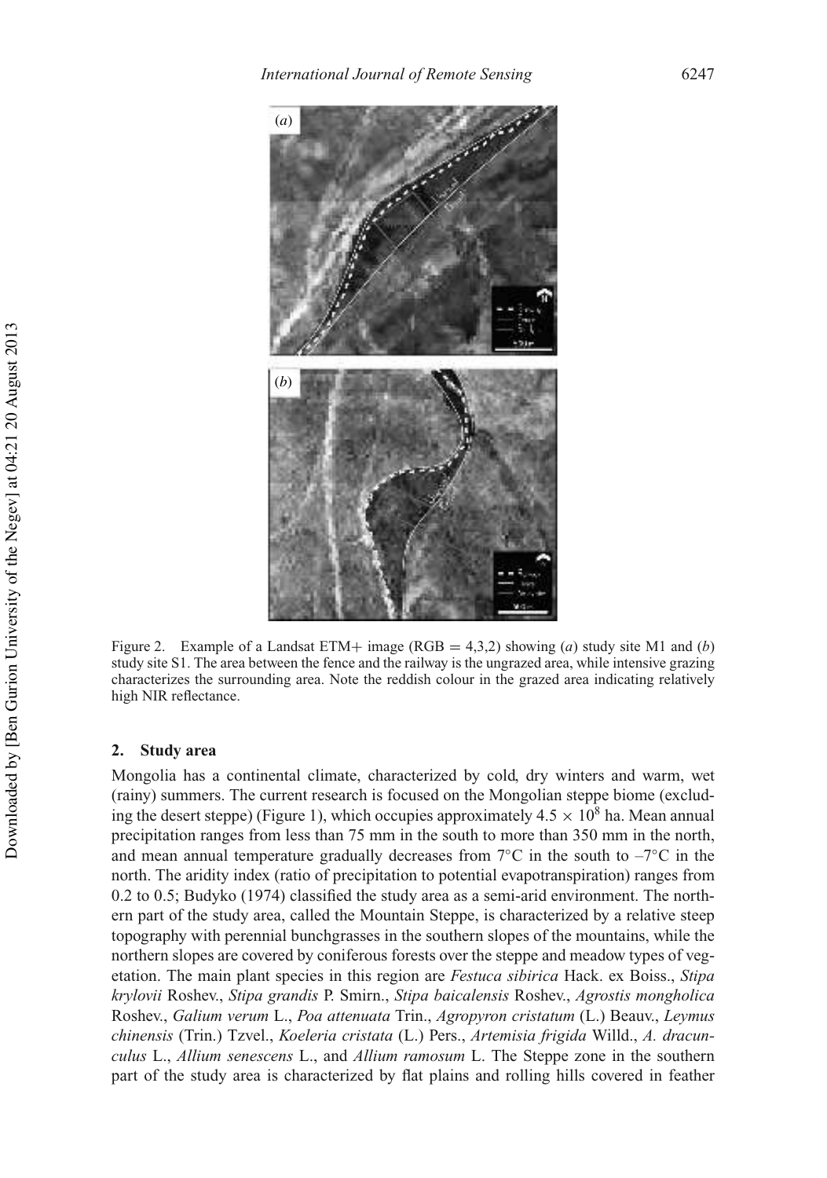Figure 2. Example of a Landsat ETM+ image (RGB = 4,3,2) showing (*a*) study site M1 and (*b*) study site S1. The area between the fence and the railway is the ungrazed area, while intensive grazing characterizes the surrounding area. Note the reddish colour in the grazed area indicating relatively high NIR reflectance.

## 2. Study area

Mongolia has a continental climate, characterized by cold, dry winters and warm, wet (rainy) summers. The current research is focused on the Mongolian steppe biome (excluding the desert steppe) (Figure 1), which occupies approximately $4.5 \times 10^8$ ha. Mean annual precipitation ranges from less than 75 mm in the south to more than 350 mm in the north, and mean annual temperature gradually decreases from 7°C in the south to –7°C in the north. The aridity index (ratio of precipitation to potential evapotranspiration) ranges from 0.2 to 0.5; Budyko (1974) classified the study area as a semi-arid environment. The northern part of the study area, called the Mountain Steppe, is characterized by a relative steep topography with perennial bunchgrasses in the southern slopes of the mountains, while the northern slopes are covered by coniferous forests over the steppe and meadow types of vegetation. The main plant species in this region are *Festuca sibirica* Hack. ex Boiss., *Stipa krylovii* Roshev., *Stipa grandis* P. Smirn., *Stipa baicalensis* Roshev., *Agrostis mongholica* Roshev., *Galium verum* L., *Poa attenuata* Trin., *Agropyron cristatum* (L.) Beauv., *Leymus chinensis* (Trin.) Tzvel., *Koeleria cristata* (L.) Pers., *Artemisia frigida* Willd., *A. dracunculus* L., *Allium senescens* L., and *Allium ramosum* L. The Steppe zone in the southern part of the study area is characterized by flat plains and rolling hills covered in feather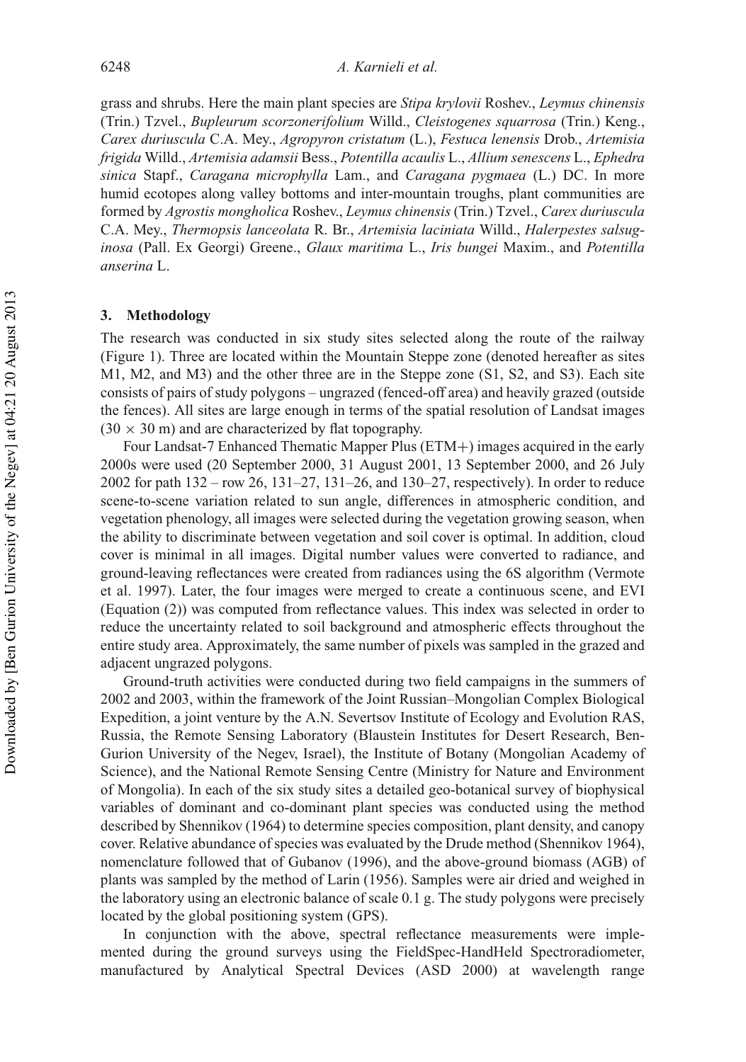grass and shrubs. Here the main plant species are *Stipa krylovii* Roshev., *Leymus chinensis* (Trin.) Tzvel., *Bupleurum scorzonerifolium* Willd., *Cleistogenes squarrosa* (Trin.) Keng., *Carex duriuscula* C.A. Mey., *Agropyron cristatum* (L.), *Festuca lenensis* Drob., *Artemisia frigida* Willd., *Artemisia adamsii* Bess., *Potentilla acaulis* L., *Allium senescens* L., *Ephedra sinica* Stapf., *Caragana microphylla* Lam., and *Caragana pygmaea* (L.) DC. In more humid ecotopes along valley bottoms and inter-mountain troughs, plant communities are formed by *Agrostis mongholica* Roshev., *Leymus chinensis* (Trin.) Tzvel., *Carex duriuscula* C.A. Mey., *Thermopsis lanceolata* R. Br., *Artemisia laciniata* Willd., *Halerpestes salsuginosa* (Pall. Ex Georgi) Greene., *Glaux maritima* L., *Iris bungei* Maxim., and *Potentilla anserina* L.

## 3. Methodology

The research was conducted in six study sites selected along the route of the railway (Figure 1). Three are located within the Mountain Steppe zone (denoted hereafter as sites M1, M2, and M3) and the other three are in the Steppe zone (S1, S2, and S3). Each site consists of pairs of study polygons – ungrazed (fenced-off area) and heavily grazed (outside the fences). All sites are large enough in terms of the spatial resolution of Landsat images ($30 \times 30$ m) and are characterized by flat topography.

Four Landsat-7 Enhanced Thematic Mapper Plus (ETM+) images acquired in the early 2000s were used (20 September 2000, 31 August 2001, 13 September 2000, and 26 July 2002 for path 132 – row 26, 131–27, 131–26, and 130–27, respectively). In order to reduce scene-to-scene variation related to sun angle, differences in atmospheric condition, and vegetation phenology, all images were selected during the vegetation growing season, when the ability to discriminate between vegetation and soil cover is optimal. In addition, cloud cover is minimal in all images. Digital number values were converted to radiance, and ground-leaving reflectances were created from radiances using the 6S algorithm (Vermote et al. 1997). Later, the four images were merged to create a continuous scene, and EVI (Equation (2)) was computed from reflectance values. This index was selected in order to reduce the uncertainty related to soil background and atmospheric effects throughout the entire study area. Approximately, the same number of pixels was sampled in the grazed and adjacent ungrazed polygons.

Ground-truth activities were conducted during two field campaigns in the summers of 2002 and 2003, within the framework of the Joint Russian–Mongolian Complex Biological Expedition, a joint venture by the A.N. Severtsov Institute of Ecology and Evolution RAS, Russia, the Remote Sensing Laboratory (Blaustein Institutes for Desert Research, Ben-Gurion University of the Negev, Israel), the Institute of Botany (Mongolian Academy of Science), and the National Remote Sensing Centre (Ministry for Nature and Environment of Mongolia). In each of the six study sites a detailed geo-botanical survey of biophysical variables of dominant and co-dominant plant species was conducted using the method described by Shennikov (1964) to determine species composition, plant density, and canopy cover. Relative abundance of species was evaluated by the Drude method (Shennikov 1964), nomenclature followed that of Gubanov (1996), and the above-ground biomass (AGB) of plants was sampled by the method of Larin (1956). Samples were air dried and weighed in the laboratory using an electronic balance of scale 0.1 g. The study polygons were precisely located by the global positioning system (GPS).

In conjunction with the above, spectral reflectance measurements were implemented during the ground surveys using the FieldSpec-HandHeld Spectroradiometer, manufactured by Analytical Spectral Devices (ASD 2000) at wavelength range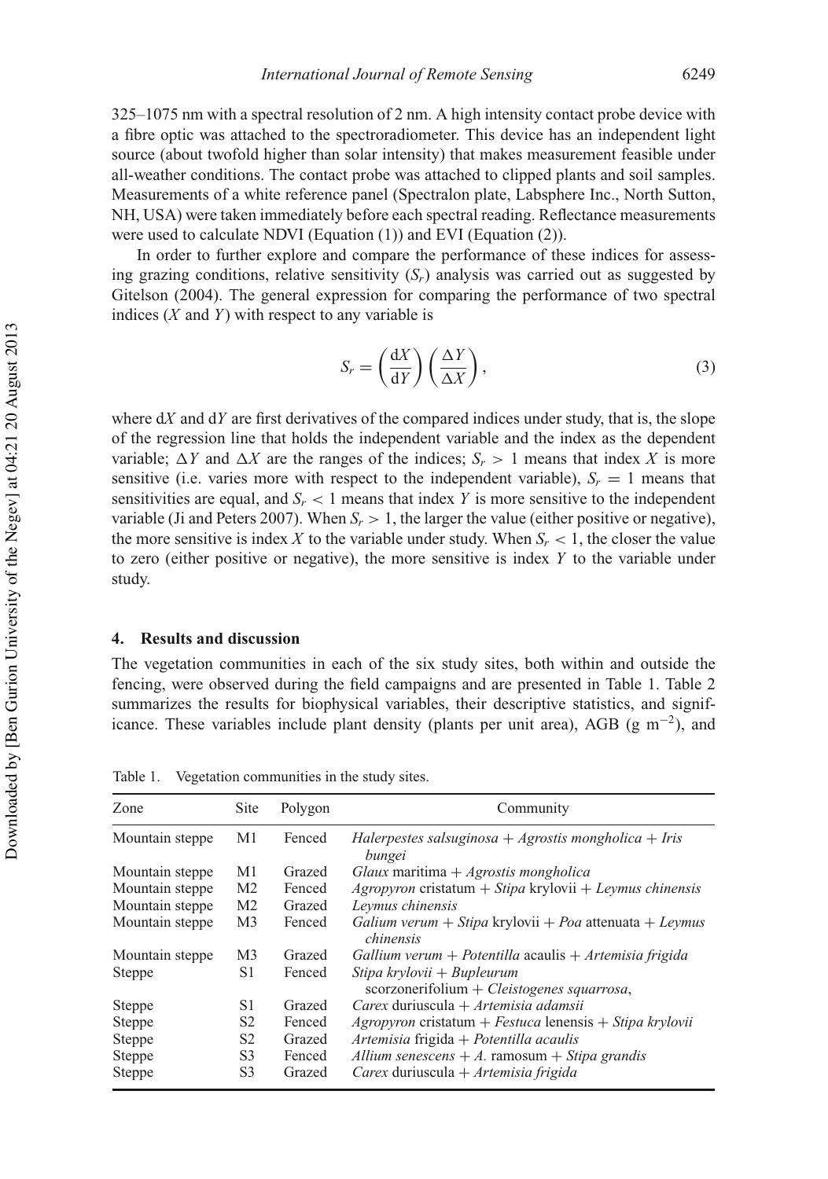325–1075 nm with a spectral resolution of 2 nm. A high intensity contact probe device with a fibre optic was attached to the spectroradiometer. This device has an independent light source (about twofold higher than solar intensity) that makes measurement feasible under all-weather conditions. The contact probe was attached to clipped plants and soil samples. Measurements of a white reference panel (Spectralon plate, Labsphere Inc., North Sutton, NH, USA) were taken immediately before each spectral reading. Reflectance measurements were used to calculate NDVI (Equation (1)) and EVI (Equation (2)).

In order to further explore and compare the performance of these indices for assessing grazing conditions, relative sensitivity ($S_r$) analysis was carried out as suggested by Gitelson (2004). The general expression for comparing the performance of two spectral indices ($X$ and $Y$) with respect to any variable is

$$S_r = \left(\frac{\mathrm{d}X}{\mathrm{d}Y}\right)\left(\frac{\Delta Y}{\Delta X}\right), \tag{3}$$

where d$X$ and d$Y$ are first derivatives of the compared indices under study, that is, the slope of the regression line that holds the independent variable and the index as the dependent variable; $\Delta Y$ and $\Delta X$ are the ranges of the indices; $S_r > 1$ means that index $X$ is more sensitive (i.e. varies more with respect to the independent variable), $S_r = 1$ means that sensitivities are equal, and $S_r < 1$ means that index $Y$ is more sensitive to the independent variable (Ji and Peters 2007). When $S_r > 1$, the larger the value (either positive or negative), the more sensitive is index $X$ to the variable under study. When $S_r < 1$, the closer the value to zero (either positive or negative), the more sensitive is index $Y$ to the variable under study.

## 4. Results and discussion

The vegetation communities in each of the six study sites, both within and outside the fencing, were observed during the field campaigns and are presented in Table 1. Table 2 summarizes the results for biophysical variables, their descriptive statistics, and significance. These variables include plant density (plants per unit area), AGB (g m$^{-2}$), and

Table 1. Vegetation communities in the study sites.

| Zone | Site | Polygon | Community |
|---|---|---|---|
| Mountain steppe | M1 | Fenced | *Halerpestes salsuginosa* + *Agrostis mongholica* + *Iris bungei* |
| Mountain steppe | M1 | Grazed | *Glaux* maritima + *Agrostis mongholica* |
| Mountain steppe | M2 | Fenced | *Agropyron* cristatum + *Stipa* krylovii + *Leymus chinensis* |
| Mountain steppe | M2 | Grazed | *Leymus chinensis* |
| Mountain steppe | M3 | Fenced | *Galium verum* + *Stipa* krylovii + *Poa* attenuata + *Leymus chinensis* |
| Mountain steppe | M3 | Grazed | *Gallium verum* + *Potentilla* acaulis + *Artemisia frigida* |
| Steppe | S1 | Fenced | *Stipa krylovii* + *Bupleurum* scorzonerifolium + *Cleistogenes squarrosa*, |
| Steppe | S1 | Grazed | *Carex* duriuscula + *Artemisia adamsii* |
| Steppe | S2 | Fenced | *Agropyron* cristatum + *Festuca* lenensis + *Stipa krylovii* |
| Steppe | S2 | Grazed | *Artemisia* frigida + *Potentilla acaulis* |
| Steppe | S3 | Fenced | *Allium senescens* + *A.* ramosum + *Stipa grandis* |
| Steppe | S3 | Grazed | *Carex* duriuscula + *Artemisia frigida* |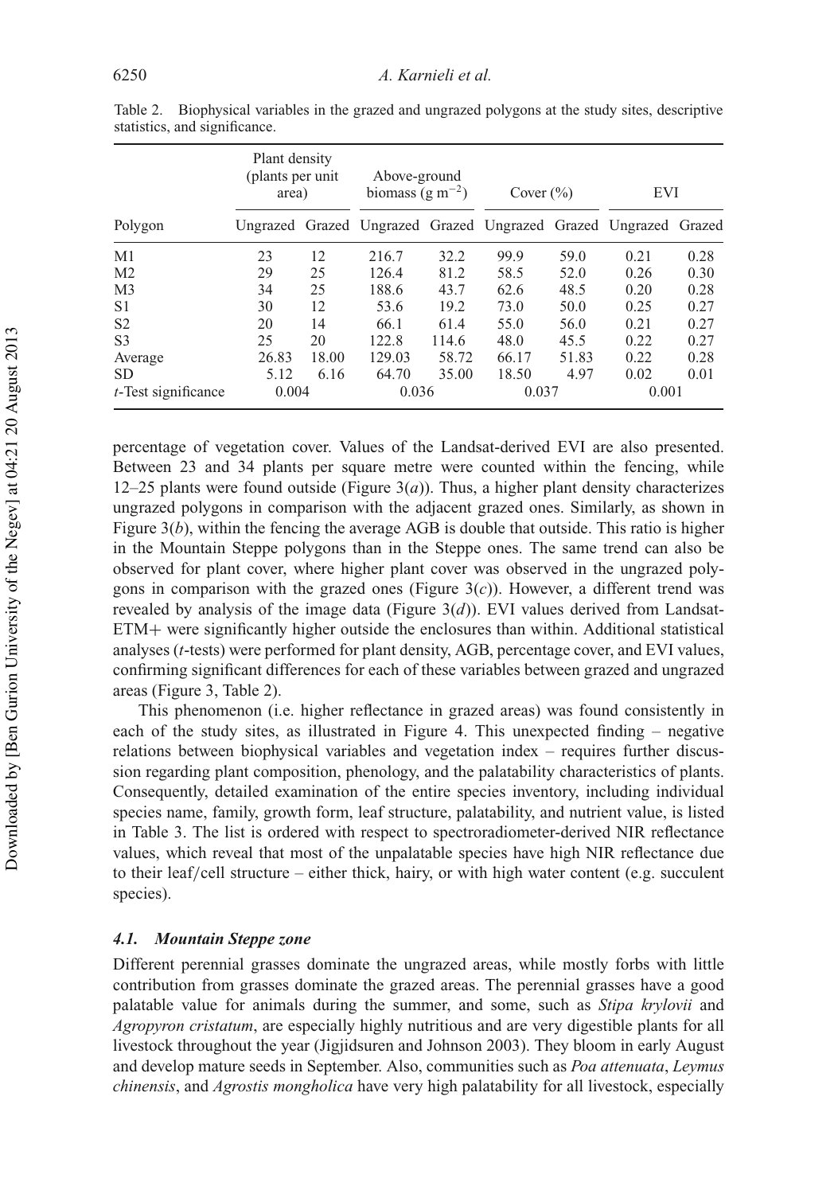Table 2. Biophysical variables in the grazed and ungrazed polygons at the study sites, descriptive statistics, and significance.

| Polygon | Plant density (plants per unit area) | | Above-ground biomass (g $m^{-2}$) | | Cover (%) | | EVI | |
|---|---|---|---|---|---|---|---|---|
| | Ungrazed | Grazed | Ungrazed | Grazed | Ungrazed | Grazed | Ungrazed | Grazed |
| M1 | 23 | 12 | 216.7 | 32.2 | 99.9 | 59.0 | 0.21 | 0.28 |
| M2 | 29 | 25 | 126.4 | 81.2 | 58.5 | 52.0 | 0.26 | 0.30 |
| M3 | 34 | 25 | 188.6 | 43.7 | 62.6 | 48.5 | 0.20 | 0.28 |
| S1 | 30 | 12 | 53.6 | 19.2 | 73.0 | 50.0 | 0.25 | 0.27 |
| S2 | 20 | 14 | 66.1 | 61.4 | 55.0 | 56.0 | 0.21 | 0.27 |
| S3 | 25 | 20 | 122.8 | 114.6 | 48.0 | 45.5 | 0.22 | 0.27 |
| Average | 26.83 | 18.00 | 129.03 | 58.72 | 66.17 | 51.83 | 0.22 | 0.28 |
| SD | 5.12 | 6.16 | 64.70 | 35.00 | 18.50 | 4.97 | 0.02 | 0.01 |
| *t*-Test significance | 0.004 | | 0.036 | | 0.037 | | 0.001 | |

percentage of vegetation cover. Values of the Landsat-derived EVI are also presented. Between 23 and 34 plants per square metre were counted within the fencing, while 12–25 plants were found outside (Figure 3(*a*)). Thus, a higher plant density characterizes ungrazed polygons in comparison with the adjacent grazed ones. Similarly, as shown in Figure 3(*b*), within the fencing the average AGB is double that outside. This ratio is higher in the Mountain Steppe polygons than in the Steppe ones. The same trend can also be observed for plant cover, where higher plant cover was observed in the ungrazed polygons in comparison with the grazed ones (Figure 3(*c*)). However, a different trend was revealed by analysis of the image data (Figure 3(*d*)). EVI values derived from Landsat-ETM+ were significantly higher outside the enclosures than within. Additional statistical analyses (*t*-tests) were performed for plant density, AGB, percentage cover, and EVI values, confirming significant differences for each of these variables between grazed and ungrazed areas (Figure 3, Table 2).

This phenomenon (i.e. higher reflectance in grazed areas) was found consistently in each of the study sites, as illustrated in Figure 4. This unexpected finding – negative relations between biophysical variables and vegetation index – requires further discussion regarding plant composition, phenology, and the palatability characteristics of plants. Consequently, detailed examination of the entire species inventory, including individual species name, family, growth form, leaf structure, palatability, and nutrient value, is listed in Table 3. The list is ordered with respect to spectroradiometer-derived NIR reflectance values, which reveal that most of the unpalatable species have high NIR reflectance due to their leaf/cell structure – either thick, hairy, or with high water content (e.g. succulent species).

### *4.1. Mountain Steppe zone*

Different perennial grasses dominate the ungrazed areas, while mostly forbs with little contribution from grasses dominate the grazed areas. The perennial grasses have a good palatable value for animals during the summer, and some, such as *Stipa krylovii* and *Agropyron cristatum*, are especially highly nutritious and are very digestible plants for all livestock throughout the year (Jigjidsuren and Johnson 2003). They bloom in early August and develop mature seeds in September. Also, communities such as *Poa attenuata*, *Leymus chinensis*, and *Agrostis mongholica* have very high palatability for all livestock, especially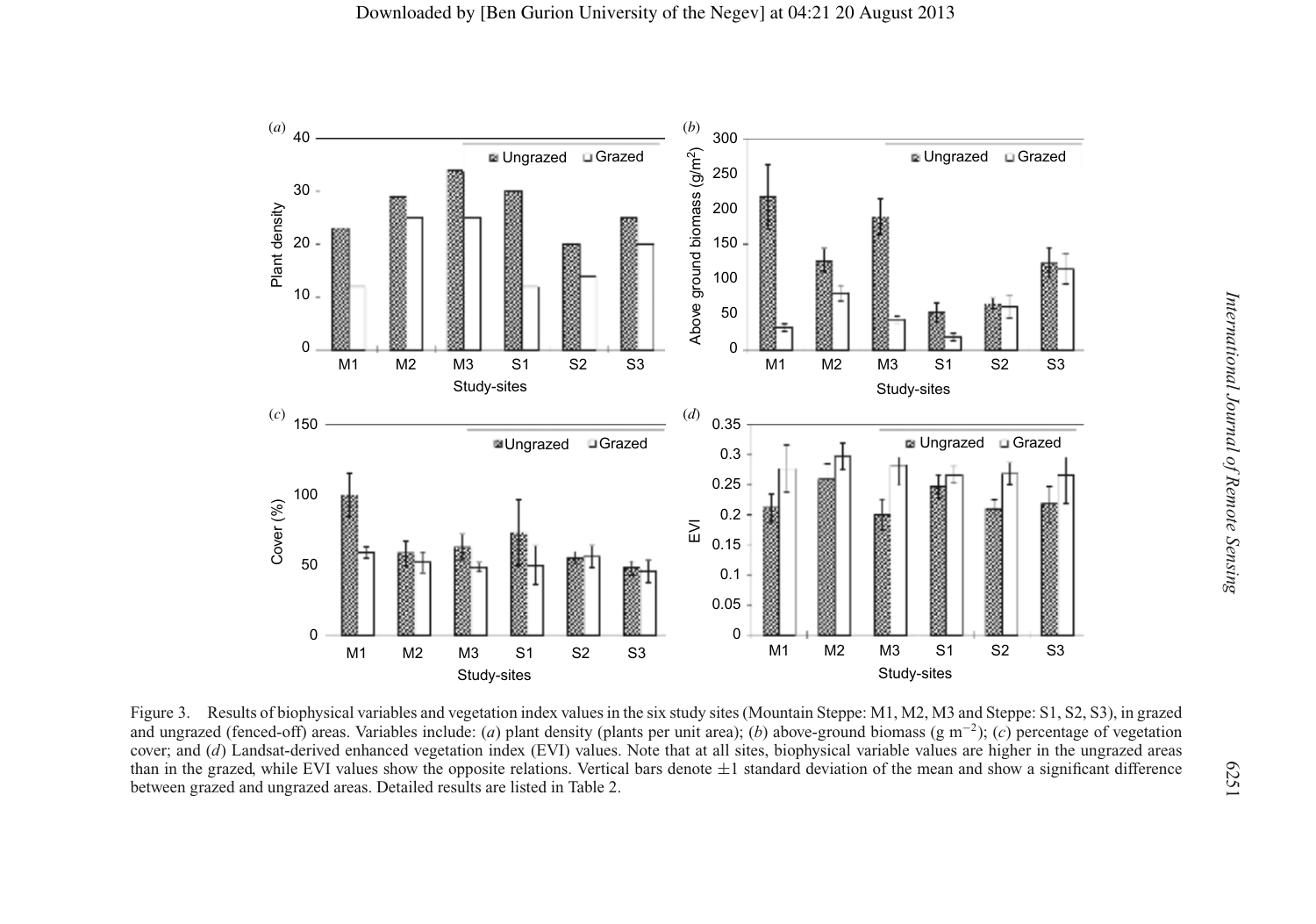Figure 3. Results of biophysical variables and vegetation index values in the six study sites (Mountain Steppe: M1, M2, M3 and Steppe: S1, S2, S3), in grazed and ungrazed (fenced-off) areas. Variables include: (*a*) plant density (plants per unit area); (*b*) above-ground biomass (g $m^{-2}$); (*c*) percentage of vegetation cover; and (*d*) Landsat-derived enhanced vegetation index (EVI) values. Note that at all sites, biophysical variable values are higher in the ungrazed areas than in the grazed, while EVI values show the opposite relations. Vertical bars denote $\pm 1$ standard deviation of the mean and show a significant difference between grazed and ungrazed areas. Detailed results are listed in Table 2.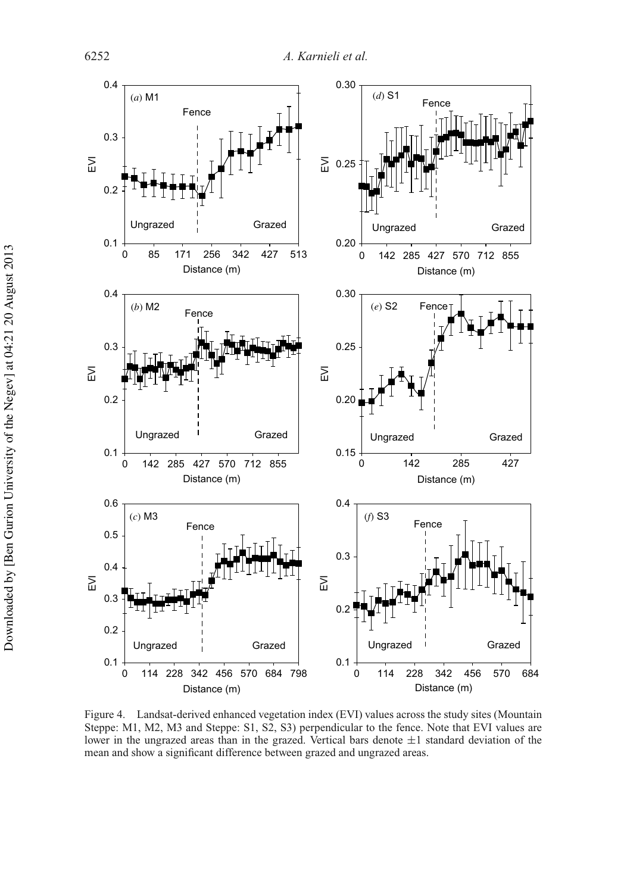Figure 4. Landsat-derived enhanced vegetation index (EVI) values across the study sites (Mountain Steppe: M1, M2, M3 and Steppe: S1, S2, S3) perpendicular to the fence. Note that EVI values are lower in the ungrazed areas than in the grazed. Vertical bars denote ±1 standard deviation of the mean and show a significant difference between grazed and ungrazed areas.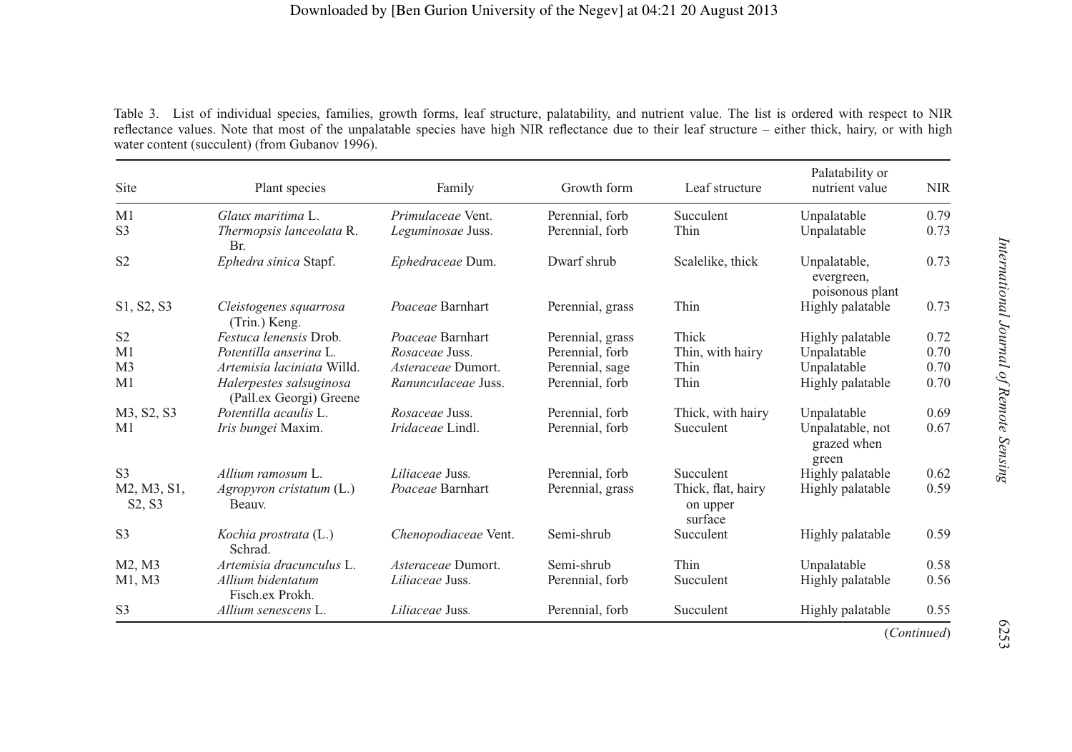Table 3. List of individual species, families, growth forms, leaf structure, palatability, and nutrient value. The list is ordered with respect to NIR reflectance values. Note that most of the unpalatable species have high NIR reflectance due to their leaf structure – either thick, hairy, or with high water content (succulent) (from Gubanov 1996).

| Site | Plant species | Family | Growth form | Leaf structure | Palatability or nutrient value | NIR |
|---|---|---|---|---|---|---|
| M1 | *Glaux maritima* L. | *Primulaceae* Vent. | Perennial, forb | Succulent | Unpalatable | 0.79 |
| S3 | *Thermopsis lanceolata* R. Br. | *Leguminosae* Juss. | Perennial, forb | Thin | Unpalatable | 0.73 |
| S2 | *Ephedra sinica* Stapf. | *Ephedraceae* Dum. | Dwarf shrub | Scalelike, thick | Unpalatable, evergreen, poisonous plant | 0.73 |
| S1, S2, S3 | *Cleistogenes squarrosa* (Trin.) Keng. | *Poaceae* Barnhart | Perennial, grass | Thin | Highly palatable | 0.73 |
| S2 | *Festuca lenensis* Drob. | *Poaceae* Barnhart | Perennial, grass | Thick | Highly palatable | 0.72 |
| M1 | *Potentilla anserina* L. | *Rosaceae* Juss. | Perennial, forb | Thin, with hairy | Unpalatable | 0.70 |
| M3 | *Artemisia laciniata* Willd. | *Asteraceae* Dumort. | Perennial, sage | Thin | Unpalatable | 0.70 |
| M1 | *Halerpestes salsuginosa* (Pall.ex Georgi) Greene | *Ranunculaceae* Juss. | Perennial, forb | Thin | Highly palatable | 0.70 |
| M3, S2, S3 | *Potentilla acaulis* L. | *Rosaceae* Juss. | Perennial, forb | Thick, with hairy | Unpalatable | 0.69 |
| M1 | *Iris bungei* Maxim. | *Iridaceae* Lindl. | Perennial, forb | Succulent | Unpalatable, not grazed when green | 0.67 |
| S3 | *Allium ramosum* L. | *Liliaceae* Juss. | Perennial, forb | Succulent | Highly palatable | 0.62 |
| M2, M3, S1, S2, S3 | *Agropyron cristatum* (L.) Beauv. | *Poaceae* Barnhart | Perennial, grass | Thick, flat, hairy on upper surface | Highly palatable | 0.59 |
| S3 | *Kochia prostrata* (L.) Schrad. | *Chenopodiaceae* Vent. | Semi-shrub | Succulent | Highly palatable | 0.59 |
| M2, M3 | *Artemisia dracunculus* L. | *Asteraceae* Dumort. | Semi-shrub | Thin | Unpalatable | 0.58 |
| M1, M3 | *Allium bidentatum* Fisch.ex Prokh. | *Liliaceae* Juss. | Perennial, forb | Succulent | Highly palatable | 0.56 |
| S3 | *Allium senescens* L. | *Liliaceae* Juss. | Perennial, forb | Succulent | Highly palatable | 0.55 |

(*Continued*)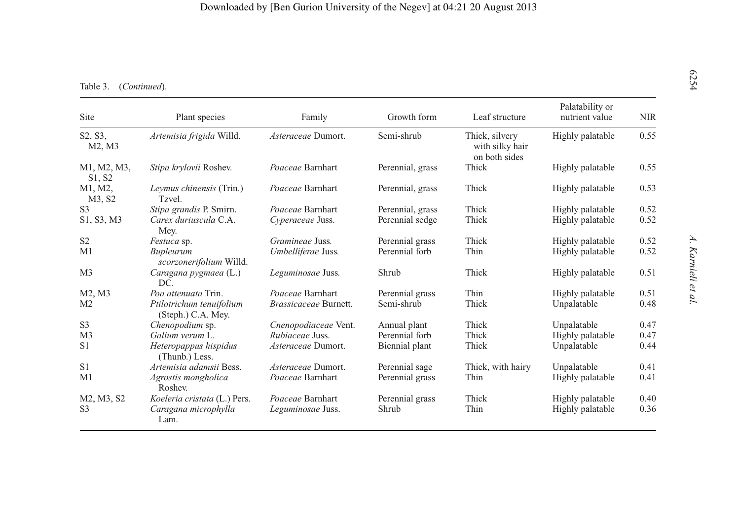Table 3. (*Continued*).

| Site | Plant species | Family | Growth form | Leaf structure | Palatability or nutrient value | NIR |
|---|---|---|---|---|---|---|
| S2, S3, M2, M3 | *Artemisia frigida* Willd. | *Asteraceae* Dumort. | Semi-shrub | Thick, silvery with silky hair on both sides | Highly palatable | 0.55 |
| M1, M2, M3, S1, S2 | *Stipa krylovii* Roshev. | *Poaceae* Barnhart | Perennial, grass | Thick | Highly palatable | 0.55 |
| M1, M2, M3, S2 | *Leymus chinensis* (Trin.) Tzvel. | *Poaceae* Barnhart | Perennial, grass | Thick | Highly palatable | 0.53 |
| S3 | *Stipa grandis* P. Smirn. | *Poaceae* Barnhart | Perennial, grass | Thick | Highly palatable | 0.52 |
| S1, S3, M3 | *Carex duriuscula* C.A. Mey. | *Cyperaceae* Juss. | Perennial sedge | Thick | Highly palatable | 0.52 |
| S2 | *Festuca* sp. | *Gramineae* Juss. | Perennial grass | Thick | Highly palatable | 0.52 |
| M1 | *Bupleurum scorzonerifolium* Willd. | *Umbelliferae* Juss. | Perennial forb | Thin | Highly palatable | 0.52 |
| M3 | *Caragana pygmaea* (L.) DC. | *Leguminosae* Juss. | Shrub | Thick | Highly palatable | 0.51 |
| M2, M3 | *Poa attenuata* Trin. | *Poaceae* Barnhart | Perennial grass | Thin | Highly palatable | 0.51 |
| M2 | *Ptilotrichum tenuifolium* (Steph.) C.A. Mey. | *Brassicaceae* Burnett. | Semi-shrub | Thick | Unpalatable | 0.48 |
| S3 | *Chenopodium* sp. | *Cnenopodiaceae* Vent. | Annual plant | Thick | Unpalatable | 0.47 |
| M3 | *Galium verum* L. | *Rubiaceae* Juss. | Perennial forb | Thick | Highly palatable | 0.47 |
| S1 | *Heteropappus hispidus* (Thunb.) Less. | *Asteraceae* Dumort. | Biennial plant | Thick | Unpalatable | 0.44 |
| S1 | *Artemisia adamsii* Bess. | *Asteraceae* Dumort. | Perennial sage | Thick, with hairy | Unpalatable | 0.41 |
| M1 | *Agrostis mongholica* Roshev. | *Poaceae* Barnhart | Perennial grass | Thin | Highly palatable | 0.41 |
| M2, M3, S2 | *Koeleria cristata* (L.) Pers. | *Poaceae* Barnhart | Perennial grass | Thick | Highly palatable | 0.40 |
| S3 | *Caragana microphylla* Lam. | *Leguminosae* Juss. | Shrub | Thin | Highly palatable | 0.36 |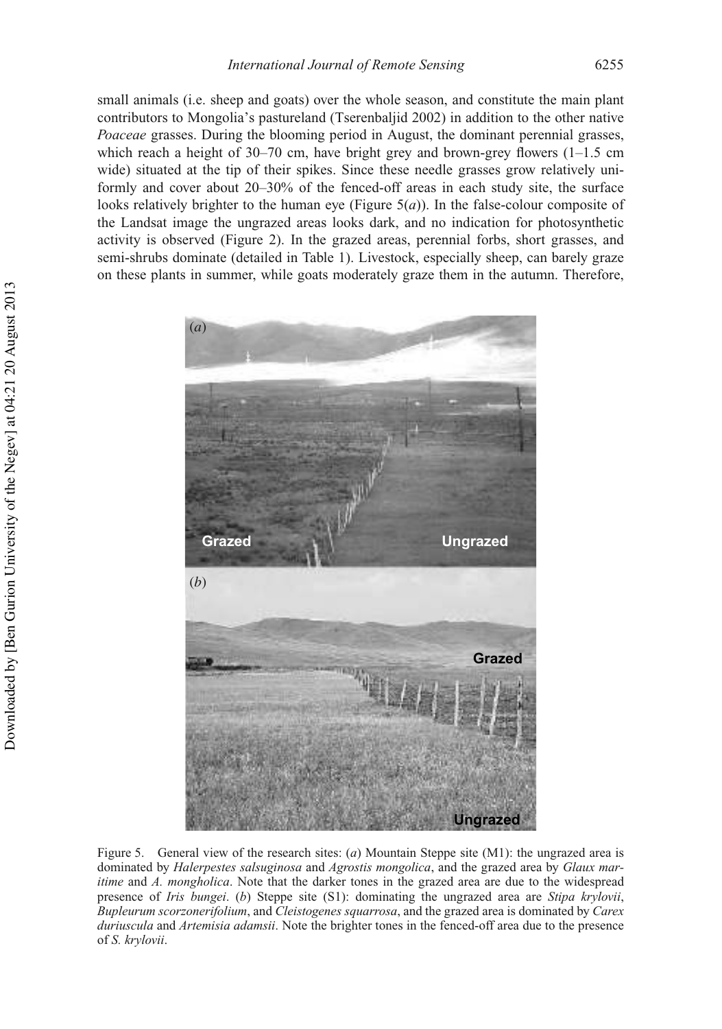small animals (i.e. sheep and goats) over the whole season, and constitute the main plant contributors to Mongolia's pastureland (Tserenbaljid 2002) in addition to the other native *Poaceae* grasses. During the blooming period in August, the dominant perennial grasses, which reach a height of 30–70 cm, have bright grey and brown-grey flowers (1–1.5 cm wide) situated at the tip of their spikes. Since these needle grasses grow relatively uniformly and cover about 20–30% of the fenced-off areas in each study site, the surface looks relatively brighter to the human eye (Figure 5(*a*)). In the false-colour composite of the Landsat image the ungrazed areas looks dark, and no indication for photosynthetic activity is observed (Figure 2). In the grazed areas, perennial forbs, short grasses, and semi-shrubs dominate (detailed in Table 1). Livestock, especially sheep, can barely graze on these plants in summer, while goats moderately graze them in the autumn. Therefore,

Figure 5. General view of the research sites: (*a*) Mountain Steppe site (M1): the ungrazed area is dominated by *Halerpestes salsuginosa* and *Agrostis mongolica*, and the grazed area by *Glaux maritime* and *A. mongholica*. Note that the darker tones in the grazed area are due to the widespread presence of *Iris bungei*. (*b*) Steppe site (S1): dominating the ungrazed area are *Stipa krylovii*, *Bupleurum scorzonerifolium*, and *Cleistogenes squarrosa*, and the grazed area is dominated by *Carex duriuscula* and *Artemisia adamsii*. Note the brighter tones in the fenced-off area due to the presence of *S. krylovii*.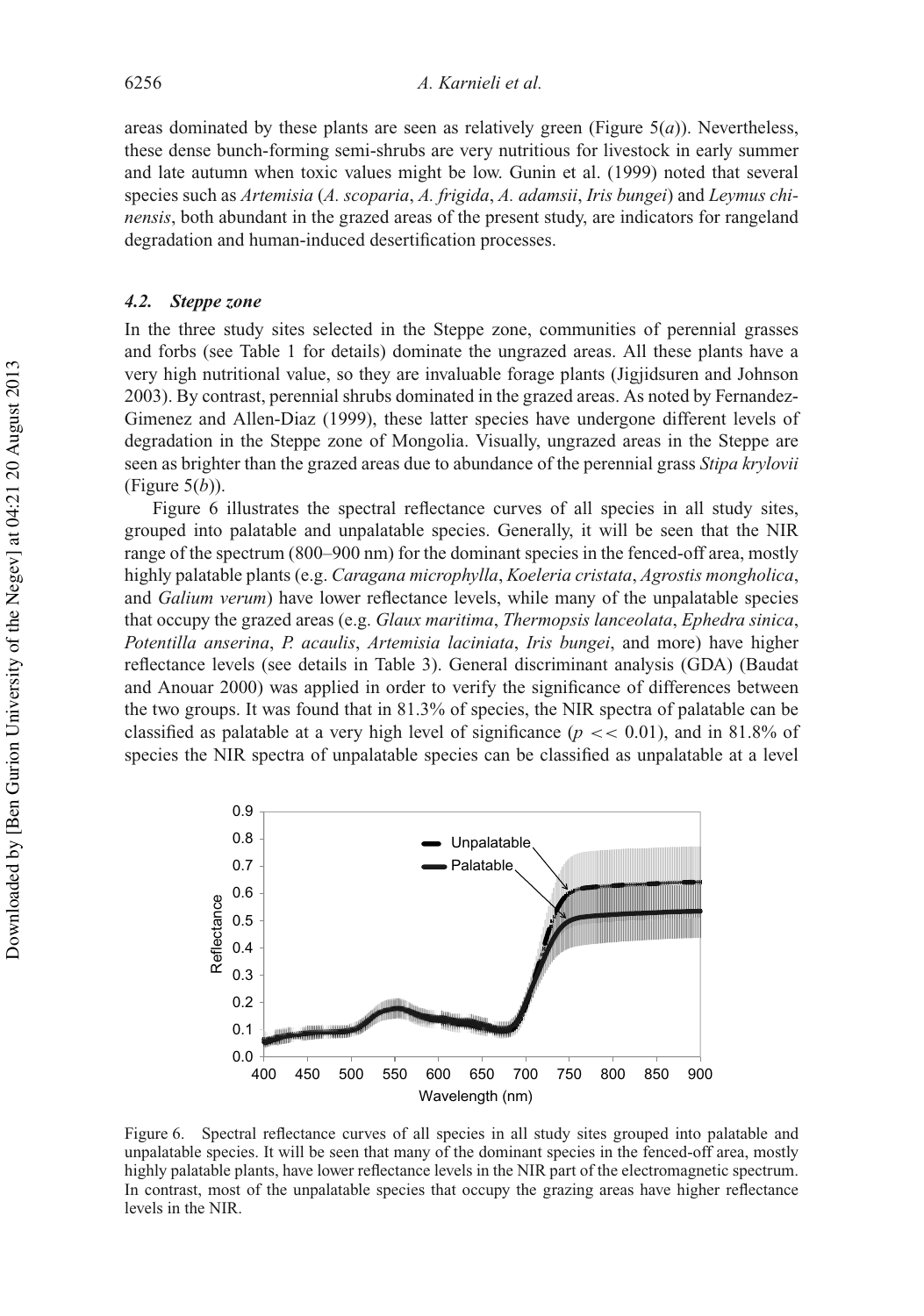areas dominated by these plants are seen as relatively green (Figure 5(*a*)). Nevertheless, these dense bunch-forming semi-shrubs are very nutritious for livestock in early summer and late autumn when toxic values might be low. Gunin et al. (1999) noted that several species such as *Artemisia* (*A. scoparia*, *A. frigida*, *A. adamsii*, *Iris bungei*) and *Leymus chinensis*, both abundant in the grazed areas of the present study, are indicators for rangeland degradation and human-induced desertification processes.

### 4.2. Steppe zone

In the three study sites selected in the Steppe zone, communities of perennial grasses and forbs (see Table 1 for details) dominate the ungrazed areas. All these plants have a very high nutritional value, so they are invaluable forage plants (Jigjidsuren and Johnson 2003). By contrast, perennial shrubs dominated in the grazed areas. As noted by Fernandez-Gimenez and Allen-Diaz (1999), these latter species have undergone different levels of degradation in the Steppe zone of Mongolia. Visually, ungrazed areas in the Steppe are seen as brighter than the grazed areas due to abundance of the perennial grass *Stipa krylovii* (Figure 5(*b*)).

Figure 6 illustrates the spectral reflectance curves of all species in all study sites, grouped into palatable and unpalatable species. Generally, it will be seen that the NIR range of the spectrum (800–900 nm) for the dominant species in the fenced-off area, mostly highly palatable plants (e.g. *Caragana microphylla*, *Koeleria cristata*, *Agrostis mongholica*, and *Galium verum*) have lower reflectance levels, while many of the unpalatable species that occupy the grazed areas (e.g. *Glaux maritima*, *Thermopsis lanceolata*, *Ephedra sinica*, *Potentilla anserina*, *P. acaulis*, *Artemisia laciniata*, *Iris bungei*, and more) have higher reflectance levels (see details in Table 3). General discriminant analysis (GDA) (Baudat and Anouar 2000) was applied in order to verify the significance of differences between the two groups. It was found that in 81.3% of species, the NIR spectra of palatable can be classified as palatable at a very high level of significance ($p << 0.01$), and in 81.8% of species the NIR spectra of unpalatable species can be classified as unpalatable at a level

Figure 6. Spectral reflectance curves of all species in all study sites grouped into palatable and unpalatable species. It will be seen that many of the dominant species in the fenced-off area, mostly highly palatable plants, have lower reflectance levels in the NIR part of the electromagnetic spectrum. In contrast, most of the unpalatable species that occupy the grazing areas have higher reflectance levels in the NIR.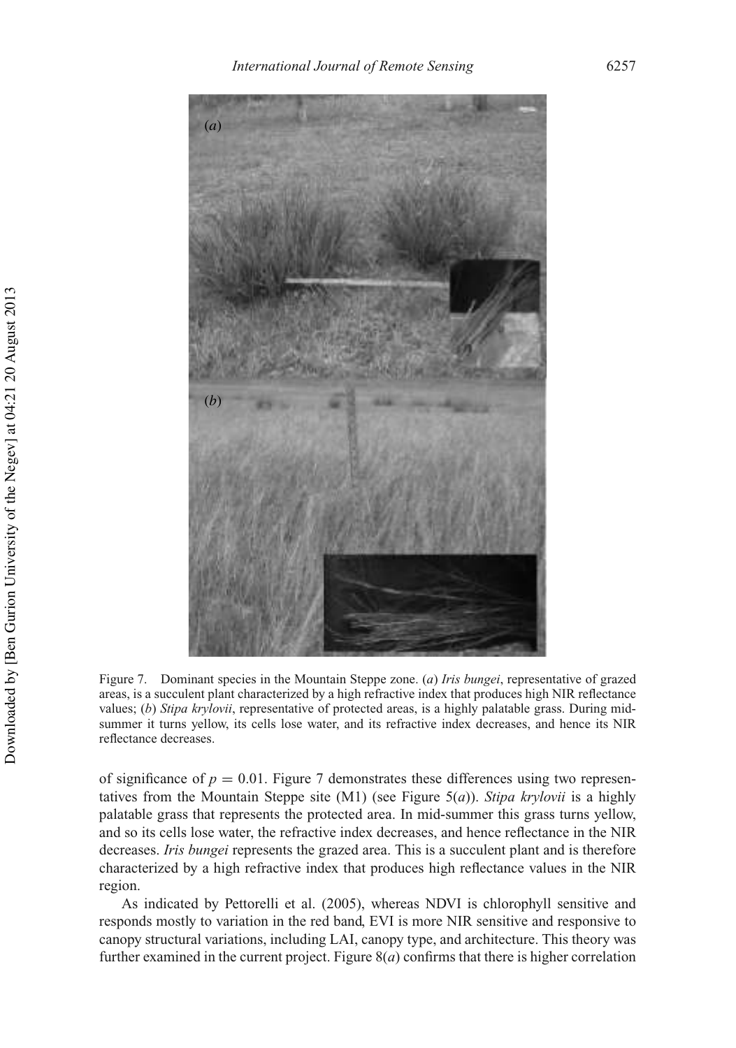Figure 7. Dominant species in the Mountain Steppe zone. (*a*) *Iris bungei*, representative of grazed areas, is a succulent plant characterized by a high refractive index that produces high NIR reflectance values; (*b*) *Stipa krylovii*, representative of protected areas, is a highly palatable grass. During mid-summer it turns yellow, its cells lose water, and its refractive index decreases, and hence its NIR reflectance decreases.

of significance of $p = 0.01$. Figure 7 demonstrates these differences using two representatives from the Mountain Steppe site (M1) (see Figure 5(*a*)). *Stipa krylovii* is a highly palatable grass that represents the protected area. In mid-summer this grass turns yellow, and so its cells lose water, the refractive index decreases, and hence reflectance in the NIR decreases. *Iris bungei* represents the grazed area. This is a succulent plant and is therefore characterized by a high refractive index that produces high reflectance values in the NIR region.

As indicated by Pettorelli et al. (2005), whereas NDVI is chlorophyll sensitive and responds mostly to variation in the red band, EVI is more NIR sensitive and responsive to canopy structural variations, including LAI, canopy type, and architecture. This theory was further examined in the current project. Figure 8(*a*) confirms that there is higher correlation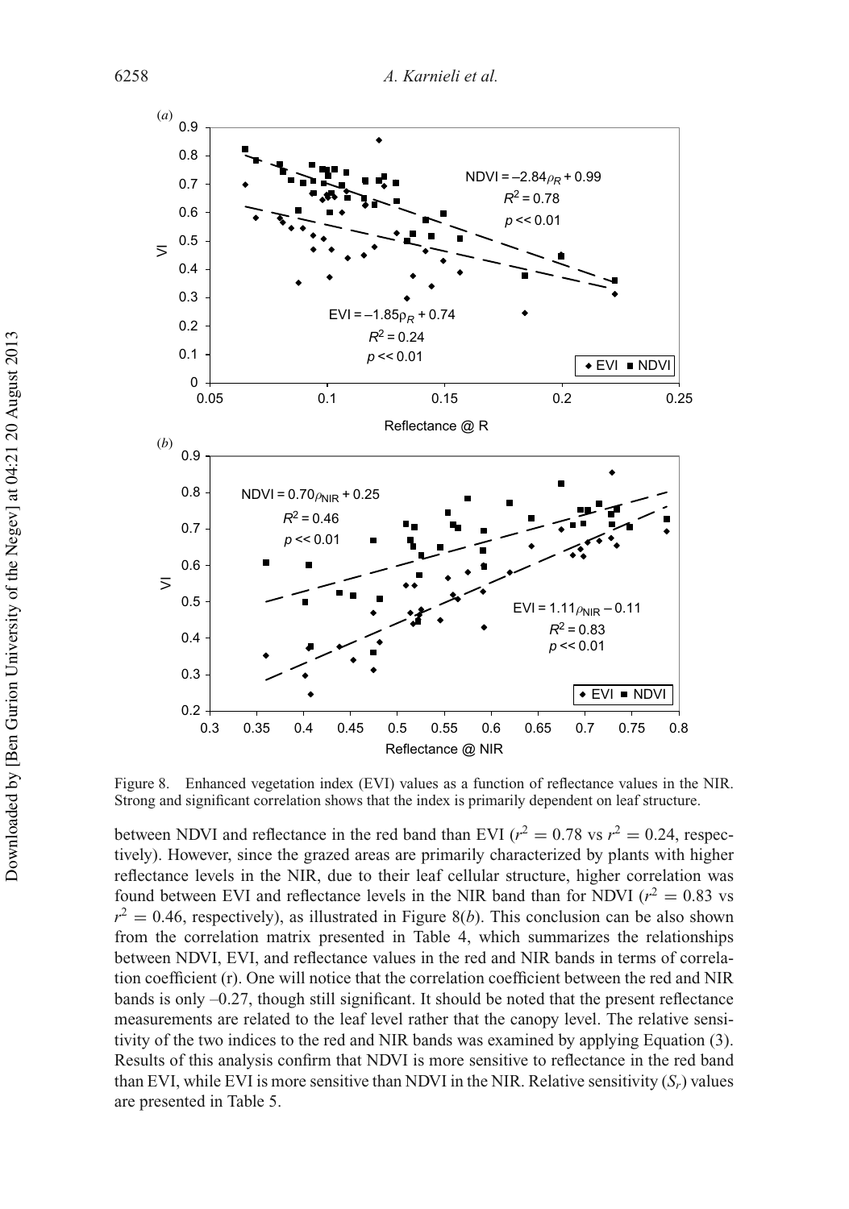Figure 8. Enhanced vegetation index (EVI) values as a function of reflectance values in the NIR. Strong and significant correlation shows that the index is primarily dependent on leaf structure.

between NDVI and reflectance in the red band than EVI ($r^2 = 0.78$ vs $r^2 = 0.24$, respectively). However, since the grazed areas are primarily characterized by plants with higher reflectance levels in the NIR, due to their leaf cellular structure, higher correlation was found between EVI and reflectance levels in the NIR band than for NDVI ($r^2 = 0.83$ vs $r^2 = 0.46$, respectively), as illustrated in Figure 8(*b*). This conclusion can be also shown from the correlation matrix presented in Table 4, which summarizes the relationships between NDVI, EVI, and reflectance values in the red and NIR bands in terms of correlation coefficient (r). One will notice that the correlation coefficient between the red and NIR bands is only –0.27, though still significant. It should be noted that the present reflectance measurements are related to the leaf level rather that the canopy level. The relative sensitivity of the two indices to the red and NIR bands was examined by applying Equation (3). Results of this analysis confirm that NDVI is more sensitive to reflectance in the red band than EVI, while EVI is more sensitive than NDVI in the NIR. Relative sensitivity ($S_r$) values are presented in Table 5.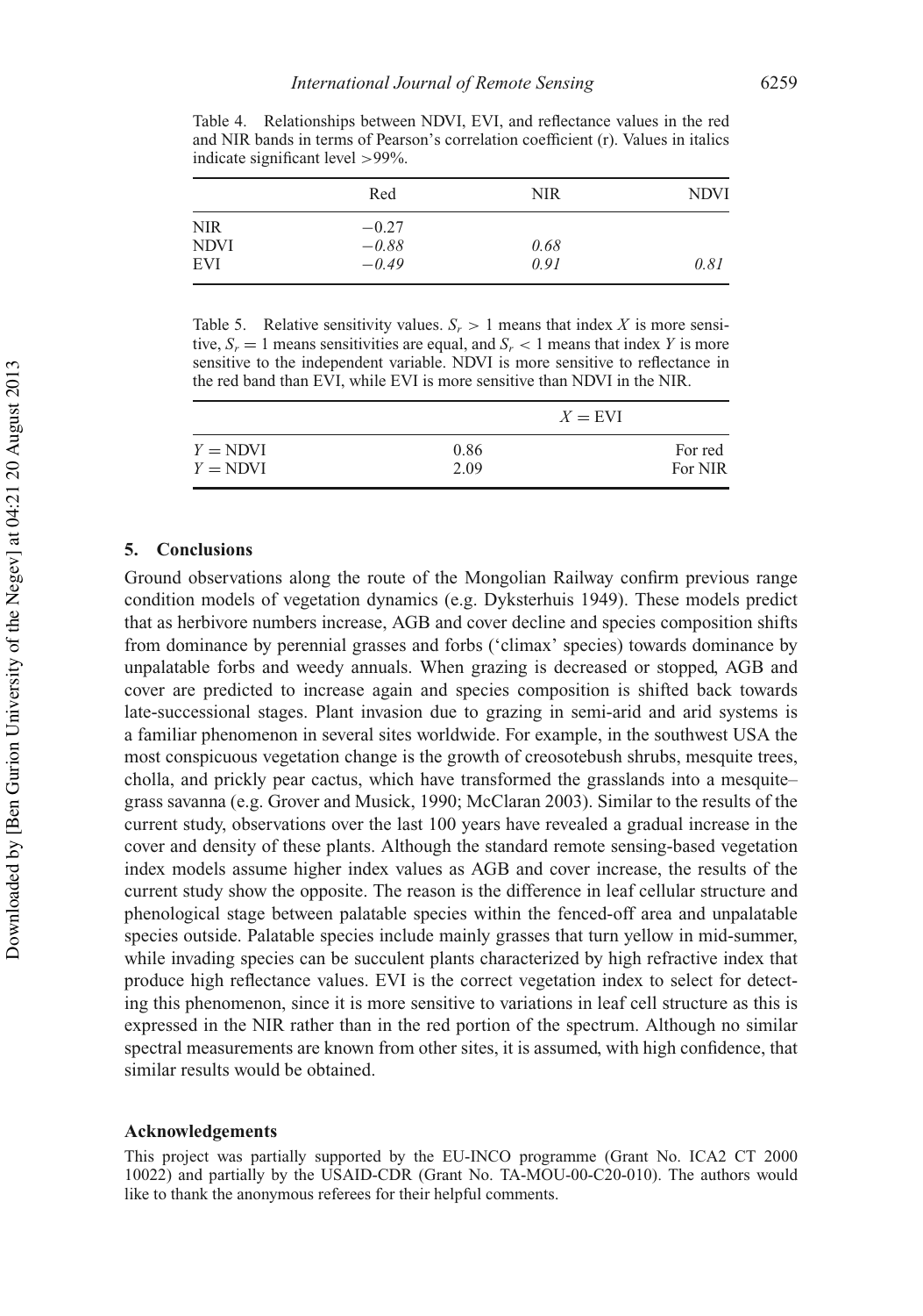Table 4. Relationships between NDVI, EVI, and reflectance values in the red and NIR bands in terms of Pearson's correlation coefficient (r). Values in italics indicate significant level >99%.

| | Red | NIR | NDVI |
|---|---|---|---|
| NIR | −0.27 | | |
| NDVI | *−0.88* | *0.68* | |
| EVI | *−0.49* | *0.91* | *0.81* |

Table 5. Relative sensitivity values. $S_r > 1$ means that index $X$ is more sensitive, $S_r = 1$ means sensitivities are equal, and $S_r < 1$ means that index $Y$ is more sensitive to the independent variable. NDVI is more sensitive to reflectance in the red band than EVI, while EVI is more sensitive than NDVI in the NIR.

| | $X = \text{EVI}$ | |
|---|---|---|
| $Y = \text{NDVI}$ | 0.86 | For red |
| $Y = \text{NDVI}$ | 2.09 | For NIR |

## 5. Conclusions

Ground observations along the route of the Mongolian Railway confirm previous range condition models of vegetation dynamics (e.g. Dyksterhuis 1949). These models predict that as herbivore numbers increase, AGB and cover decline and species composition shifts from dominance by perennial grasses and forbs ('climax' species) towards dominance by unpalatable forbs and weedy annuals. When grazing is decreased or stopped, AGB and cover are predicted to increase again and species composition is shifted back towards late-successional stages. Plant invasion due to grazing in semi-arid and arid systems is a familiar phenomenon in several sites worldwide. For example, in the southwest USA the most conspicuous vegetation change is the growth of creosotebush shrubs, mesquite trees, cholla, and prickly pear cactus, which have transformed the grasslands into a mesquite–grass savanna (e.g. Grover and Musick, 1990; McClaran 2003). Similar to the results of the current study, observations over the last 100 years have revealed a gradual increase in the cover and density of these plants. Although the standard remote sensing-based vegetation index models assume higher index values as AGB and cover increase, the results of the current study show the opposite. The reason is the difference in leaf cellular structure and phenological stage between palatable species within the fenced-off area and unpalatable species outside. Palatable species include mainly grasses that turn yellow in mid-summer, while invading species can be succulent plants characterized by high refractive index that produce high reflectance values. EVI is the correct vegetation index to select for detecting this phenomenon, since it is more sensitive to variations in leaf cell structure as this is expressed in the NIR rather than in the red portion of the spectrum. Although no similar spectral measurements are known from other sites, it is assumed, with high confidence, that similar results would be obtained.

### Acknowledgements

This project was partially supported by the EU-INCO programme (Grant No. ICA2 CT 2000 10022) and partially by the USAID-CDR (Grant No. TA-MOU-00-C20-010). The authors would like to thank the anonymous referees for their helpful comments.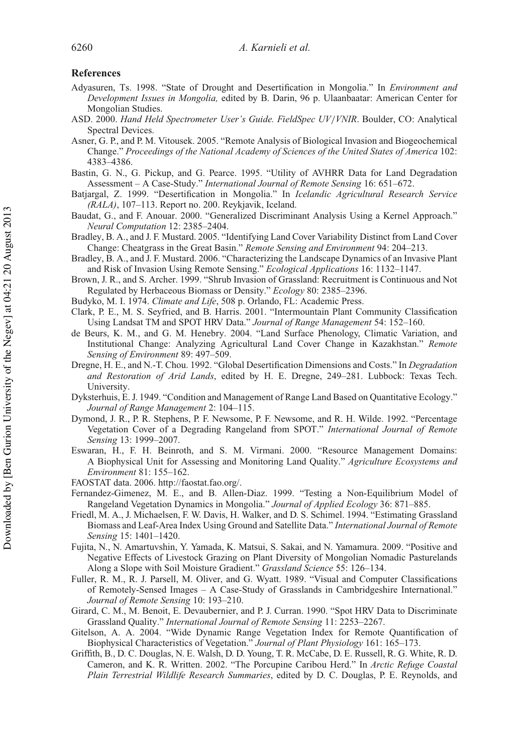## References

Adyasuren, Ts. 1998. "State of Drought and Desertification in Mongolia." In *Environment and Development Issues in Mongolia,* edited by B. Darin, 96 p. Ulaanbaatar: American Center for Mongolian Studies.

ASD. 2000. *Hand Held Spectrometer User's Guide. FieldSpec UV/VNIR*. Boulder, CO: Analytical Spectral Devices.

Asner, G. P., and P. M. Vitousek. 2005. "Remote Analysis of Biological Invasion and Biogeochemical Change." *Proceedings of the National Academy of Sciences of the United States of America* 102: 4383–4386.

Bastin, G. N., G. Pickup, and G. Pearce. 1995. "Utility of AVHRR Data for Land Degradation Assessment – A Case-Study." *International Journal of Remote Sensing* 16: 651–672.

Batjargal, Z. 1999. "Desertification in Mongolia." In *Icelandic Agricultural Research Service (RALA)*, 107–113. Report no. 200. Reykjavik, Iceland.

Baudat, G., and F. Anouar. 2000. "Generalized Discriminant Analysis Using a Kernel Approach." *Neural Computation* 12: 2385–2404.

Bradley, B. A., and J. F. Mustard. 2005. "Identifying Land Cover Variability Distinct from Land Cover Change: Cheatgrass in the Great Basin." *Remote Sensing and Environment* 94: 204–213.

Bradley, B. A., and J. F. Mustard. 2006. "Characterizing the Landscape Dynamics of an Invasive Plant and Risk of Invasion Using Remote Sensing." *Ecological Applications* 16: 1132–1147.

Brown, J. R., and S. Archer. 1999. "Shrub Invasion of Grassland: Recruitment is Continuous and Not Regulated by Herbaceous Biomass or Density." *Ecology* 80: 2385–2396.

Budyko, M. I. 1974. *Climate and Life*, 508 p. Orlando, FL: Academic Press.

Clark, P. E., M. S. Seyfried, and B. Harris. 2001. "Intermountain Plant Community Classification Using Landsat TM and SPOT HRV Data." *Journal of Range Management* 54: 152–160.

de Beurs, K. M., and G. M. Henebry. 2004. "Land Surface Phenology, Climatic Variation, and Institutional Change: Analyzing Agricultural Land Cover Change in Kazakhstan." *Remote Sensing of Environment* 89: 497–509.

Dregne, H. E., and N.-T. Chou. 1992. "Global Desertification Dimensions and Costs." In *Degradation and Restoration of Arid Lands*, edited by H. E. Dregne, 249–281. Lubbock: Texas Tech. University.

Dyksterhuis, E. J. 1949. "Condition and Management of Range Land Based on Quantitative Ecology." *Journal of Range Management* 2: 104–115.

Dymond, J. R., P. R. Stephens, P. F. Newsome, P. F. Newsome, and R. H. Wilde. 1992. "Percentage Vegetation Cover of a Degrading Rangeland from SPOT." *International Journal of Remote Sensing* 13: 1999–2007.

Eswaran, H., F. H. Beinroth, and S. M. Virmani. 2000. "Resource Management Domains: A Biophysical Unit for Assessing and Monitoring Land Quality." *Agriculture Ecosystems and Environment* 81: 155–162.

FAOSTAT data. 2006. http://faostat.fao.org/.

Fernandez-Gimenez, M. E., and B. Allen-Diaz. 1999. "Testing a Non-Equilibrium Model of Rangeland Vegetation Dynamics in Mongolia." *Journal of Applied Ecology* 36: 871–885.

Friedl, M. A., J. Michaelsen, F. W. Davis, H. Walker, and D. S. Schimel. 1994. "Estimating Grassland Biomass and Leaf-Area Index Using Ground and Satellite Data." *International Journal of Remote Sensing* 15: 1401–1420.

Fujita, N., N. Amartuvshin, Y. Yamada, K. Matsui, S. Sakai, and N. Yamamura. 2009. "Positive and Negative Effects of Livestock Grazing on Plant Diversity of Mongolian Nomadic Pasturelands Along a Slope with Soil Moisture Gradient." *Grassland Science* 55: 126–134.

Fuller, R. M., R. J. Parsell, M. Oliver, and G. Wyatt. 1989. "Visual and Computer Classifications of Remotely-Sensed Images – A Case-Study of Grasslands in Cambridgeshire International." *Journal of Remote Sensing* 10: 193–210.

Girard, C. M., M. Benoit, E. Devaubernier, and P. J. Curran. 1990. "Spot HRV Data to Discriminate Grassland Quality." *International Journal of Remote Sensing* 11: 2253–2267.

Gitelson, A. A. 2004. "Wide Dynamic Range Vegetation Index for Remote Quantification of Biophysical Characteristics of Vegetation." *Journal of Plant Physiology* 161: 165–173.

Griffith, B., D. C. Douglas, N. E. Walsh, D. D. Young, T. R. McCabe, D. E. Russell, R. G. White, R. D. Cameron, and K. R. Written. 2002. "The Porcupine Caribou Herd." In *Arctic Refuge Coastal Plain Terrestrial Wildlife Research Summaries*, edited by D. C. Douglas, P. E. Reynolds, and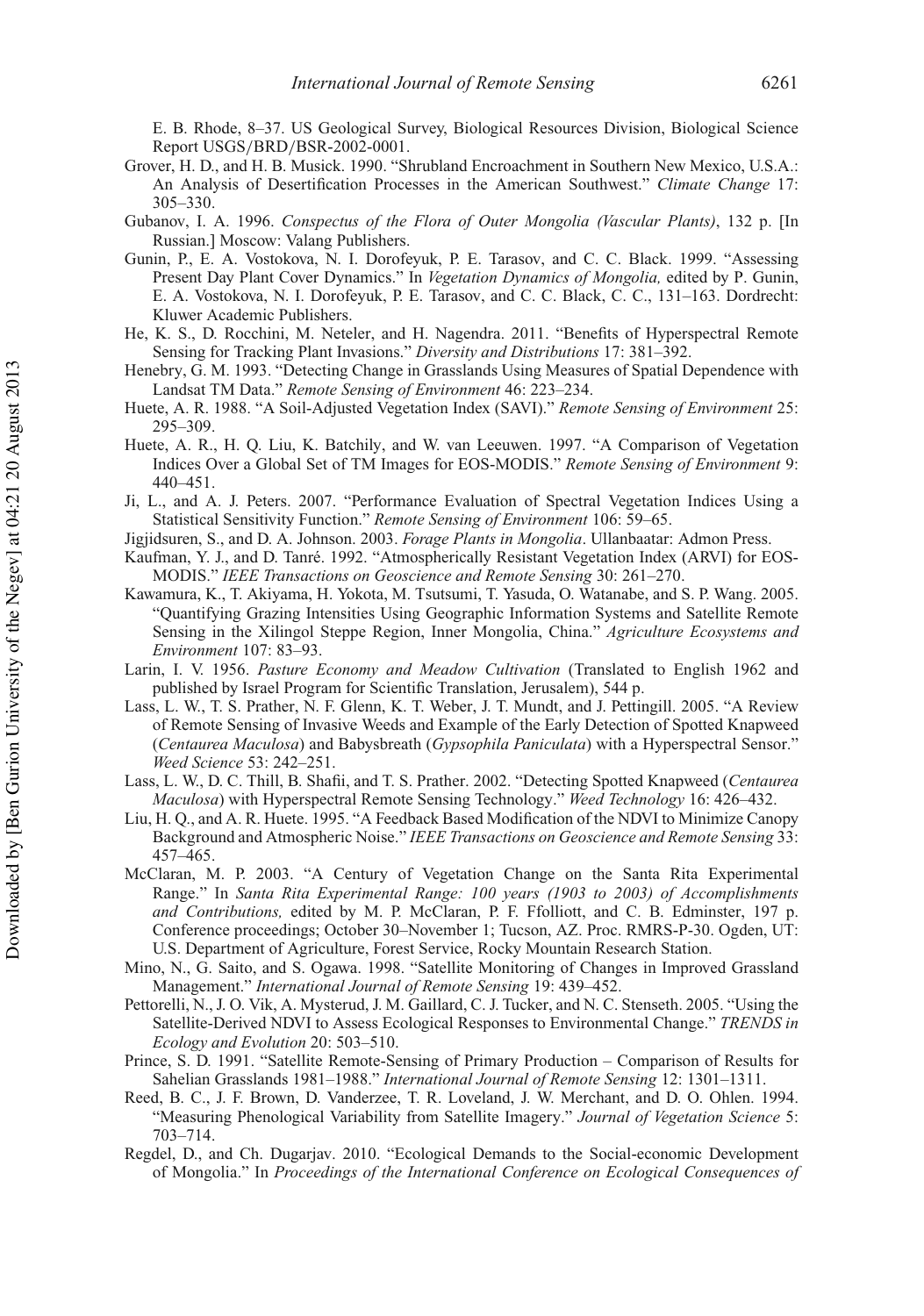E. B. Rhode, 8–37. US Geological Survey, Biological Resources Division, Biological Science Report USGS/BRD/BSR-2002-0001.

Grover, H. D., and H. B. Musick. 1990. "Shrubland Encroachment in Southern New Mexico, U.S.A.: An Analysis of Desertification Processes in the American Southwest." *Climate Change* 17: 305–330.

Gubanov, I. A. 1996. *Conspectus of the Flora of Outer Mongolia (Vascular Plants)*, 132 p. [In Russian.] Moscow: Valang Publishers.

Gunin, P., E. A. Vostokova, N. I. Dorofeyuk, P. E. Tarasov, and C. C. Black. 1999. "Assessing Present Day Plant Cover Dynamics." In *Vegetation Dynamics of Mongolia,* edited by P. Gunin, E. A. Vostokova, N. I. Dorofeyuk, P. E. Tarasov, and C. C. Black, C. C., 131–163. Dordrecht: Kluwer Academic Publishers.

He, K. S., D. Rocchini, M. Neteler, and H. Nagendra. 2011. "Benefits of Hyperspectral Remote Sensing for Tracking Plant Invasions." *Diversity and Distributions* 17: 381–392.

Henebry, G. M. 1993. "Detecting Change in Grasslands Using Measures of Spatial Dependence with Landsat TM Data." *Remote Sensing of Environment* 46: 223–234.

Huete, A. R. 1988. "A Soil-Adjusted Vegetation Index (SAVI)." *Remote Sensing of Environment* 25: 295–309.

Huete, A. R., H. Q. Liu, K. Batchily, and W. van Leeuwen. 1997. "A Comparison of Vegetation Indices Over a Global Set of TM Images for EOS-MODIS." *Remote Sensing of Environment* 9: 440–451.

Ji, L., and A. J. Peters. 2007. "Performance Evaluation of Spectral Vegetation Indices Using a Statistical Sensitivity Function." *Remote Sensing of Environment* 106: 59–65.

Jigjidsuren, S., and D. A. Johnson. 2003. *Forage Plants in Mongolia*. Ullanbaatar: Admon Press.

Kaufman, Y. J., and D. Tanré. 1992. "Atmospherically Resistant Vegetation Index (ARVI) for EOS-MODIS." *IEEE Transactions on Geoscience and Remote Sensing* 30: 261–270.

Kawamura, K., T. Akiyama, H. Yokota, M. Tsutsumi, T. Yasuda, O. Watanabe, and S. P. Wang. 2005. "Quantifying Grazing Intensities Using Geographic Information Systems and Satellite Remote Sensing in the Xilingol Steppe Region, Inner Mongolia, China." *Agriculture Ecosystems and Environment* 107: 83–93.

Larin, I. V. 1956. *Pasture Economy and Meadow Cultivation* (Translated to English 1962 and published by Israel Program for Scientific Translation, Jerusalem), 544 p.

Lass, L. W., T. S. Prather, N. F. Glenn, K. T. Weber, J. T. Mundt, and J. Pettingill. 2005. "A Review of Remote Sensing of Invasive Weeds and Example of the Early Detection of Spotted Knapweed (*Centaurea Maculosa*) and Babysbreath (*Gypsophila Paniculata*) with a Hyperspectral Sensor." *Weed Science* 53: 242–251.

Lass, L. W., D. C. Thill, B. Shafii, and T. S. Prather. 2002. "Detecting Spotted Knapweed (*Centaurea Maculosa*) with Hyperspectral Remote Sensing Technology." *Weed Technology* 16: 426–432.

Liu, H. Q., and A. R. Huete. 1995. "A Feedback Based Modification of the NDVI to Minimize Canopy Background and Atmospheric Noise." *IEEE Transactions on Geoscience and Remote Sensing* 33: 457–465.

McClaran, M. P. 2003. "A Century of Vegetation Change on the Santa Rita Experimental Range." In *Santa Rita Experimental Range: 100 years (1903 to 2003) of Accomplishments and Contributions,* edited by M. P. McClaran, P. F. Ffolliott, and C. B. Edminster, 197 p. Conference proceedings; October 30–November 1; Tucson, AZ. Proc. RMRS-P-30. Ogden, UT: U.S. Department of Agriculture, Forest Service, Rocky Mountain Research Station.

Mino, N., G. Saito, and S. Ogawa. 1998. "Satellite Monitoring of Changes in Improved Grassland Management." *International Journal of Remote Sensing* 19: 439–452.

Pettorelli, N., J. O. Vik, A. Mysterud, J. M. Gaillard, C. J. Tucker, and N. C. Stenseth. 2005. "Using the Satellite-Derived NDVI to Assess Ecological Responses to Environmental Change." *TRENDS in Ecology and Evolution* 20: 503–510.

Prince, S. D. 1991. "Satellite Remote-Sensing of Primary Production – Comparison of Results for Sahelian Grasslands 1981–1988." *International Journal of Remote Sensing* 12: 1301–1311.

Reed, B. C., J. F. Brown, D. Vanderzee, T. R. Loveland, J. W. Merchant, and D. O. Ohlen. 1994. "Measuring Phenological Variability from Satellite Imagery." *Journal of Vegetation Science* 5: 703–714.

Regdel, D., and Ch. Dugarjav. 2010. "Ecological Demands to the Social-economic Development of Mongolia." In *Proceedings of the International Conference on Ecological Consequences of*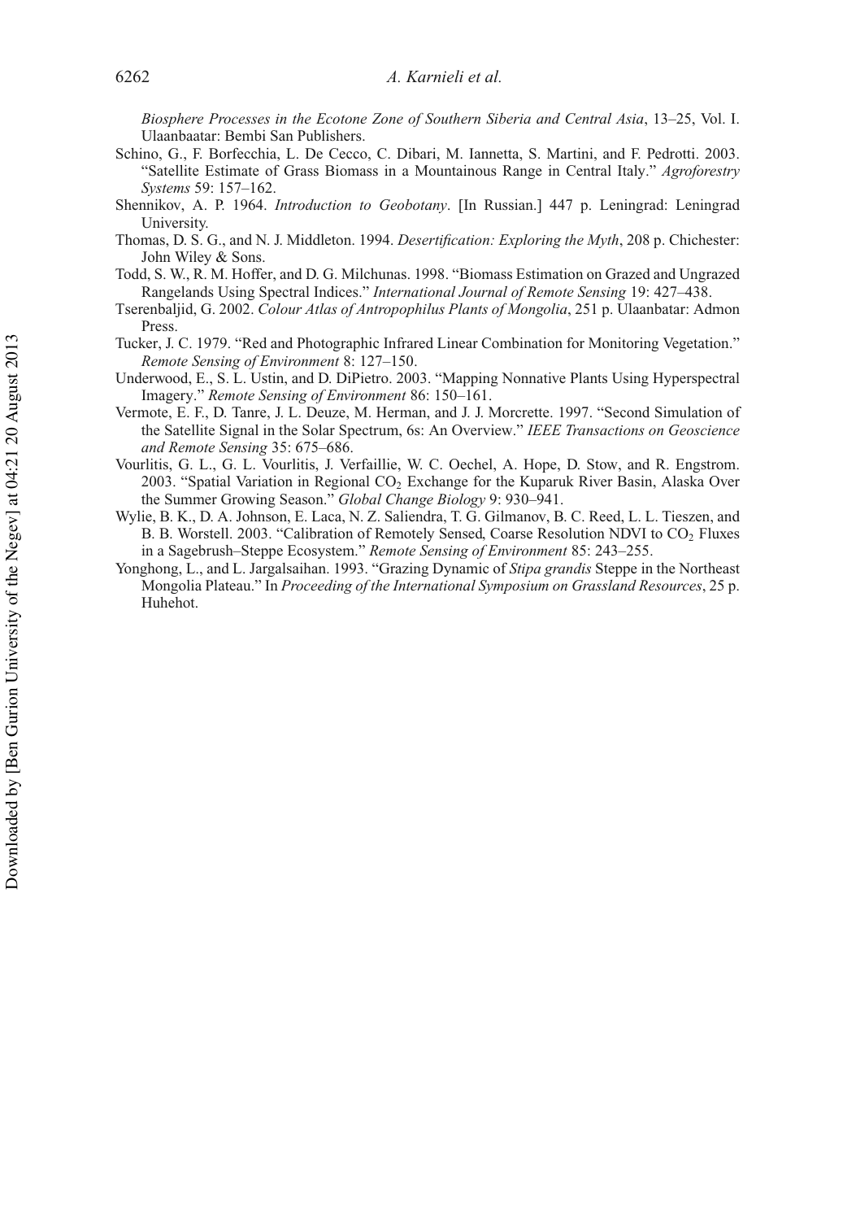*Biosphere Processes in the Ecotone Zone of Southern Siberia and Central Asia*, 13–25, Vol. I. Ulaanbaatar: Bembi San Publishers.

Schino, G., F. Borfecchia, L. De Cecco, C. Dibari, M. Iannetta, S. Martini, and F. Pedrotti. 2003. "Satellite Estimate of Grass Biomass in a Mountainous Range in Central Italy." *Agroforestry Systems* 59: 157–162.

Shennikov, A. P. 1964. *Introduction to Geobotany*. [In Russian.] 447 p. Leningrad: Leningrad University.

Thomas, D. S. G., and N. J. Middleton. 1994. *Desertification: Exploring the Myth*, 208 p. Chichester: John Wiley & Sons.

Todd, S. W., R. M. Hoffer, and D. G. Milchunas. 1998. "Biomass Estimation on Grazed and Ungrazed Rangelands Using Spectral Indices." *International Journal of Remote Sensing* 19: 427–438.

Tserenbaljid, G. 2002. *Colour Atlas of Antropophilus Plants of Mongolia*, 251 p. Ulaanbatar: Admon Press.

Tucker, J. C. 1979. "Red and Photographic Infrared Linear Combination for Monitoring Vegetation." *Remote Sensing of Environment* 8: 127–150.

Underwood, E., S. L. Ustin, and D. DiPietro. 2003. "Mapping Nonnative Plants Using Hyperspectral Imagery." *Remote Sensing of Environment* 86: 150–161.

Vermote, E. F., D. Tanre, J. L. Deuze, M. Herman, and J. J. Morcrette. 1997. "Second Simulation of the Satellite Signal in the Solar Spectrum, 6s: An Overview." *IEEE Transactions on Geoscience and Remote Sensing* 35: 675–686.

Vourlitis, G. L., G. L. Vourlitis, J. Verfaillie, W. C. Oechel, A. Hope, D. Stow, and R. Engstrom. 2003. "Spatial Variation in Regional $CO_2$ Exchange for the Kuparuk River Basin, Alaska Over the Summer Growing Season." *Global Change Biology* 9: 930–941.

Wylie, B. K., D. A. Johnson, E. Laca, N. Z. Saliendra, T. G. Gilmanov, B. C. Reed, L. L. Tieszen, and B. B. Worstell. 2003. "Calibration of Remotely Sensed, Coarse Resolution NDVI to $CO_2$ Fluxes in a Sagebrush–Steppe Ecosystem." *Remote Sensing of Environment* 85: 243–255.

Yonghong, L., and L. Jargalsaihan. 1993. "Grazing Dynamic of *Stipa grandis* Steppe in the Northeast Mongolia Plateau." In *Proceeding of the International Symposium on Grassland Resources*, 25 p. Huhehot.